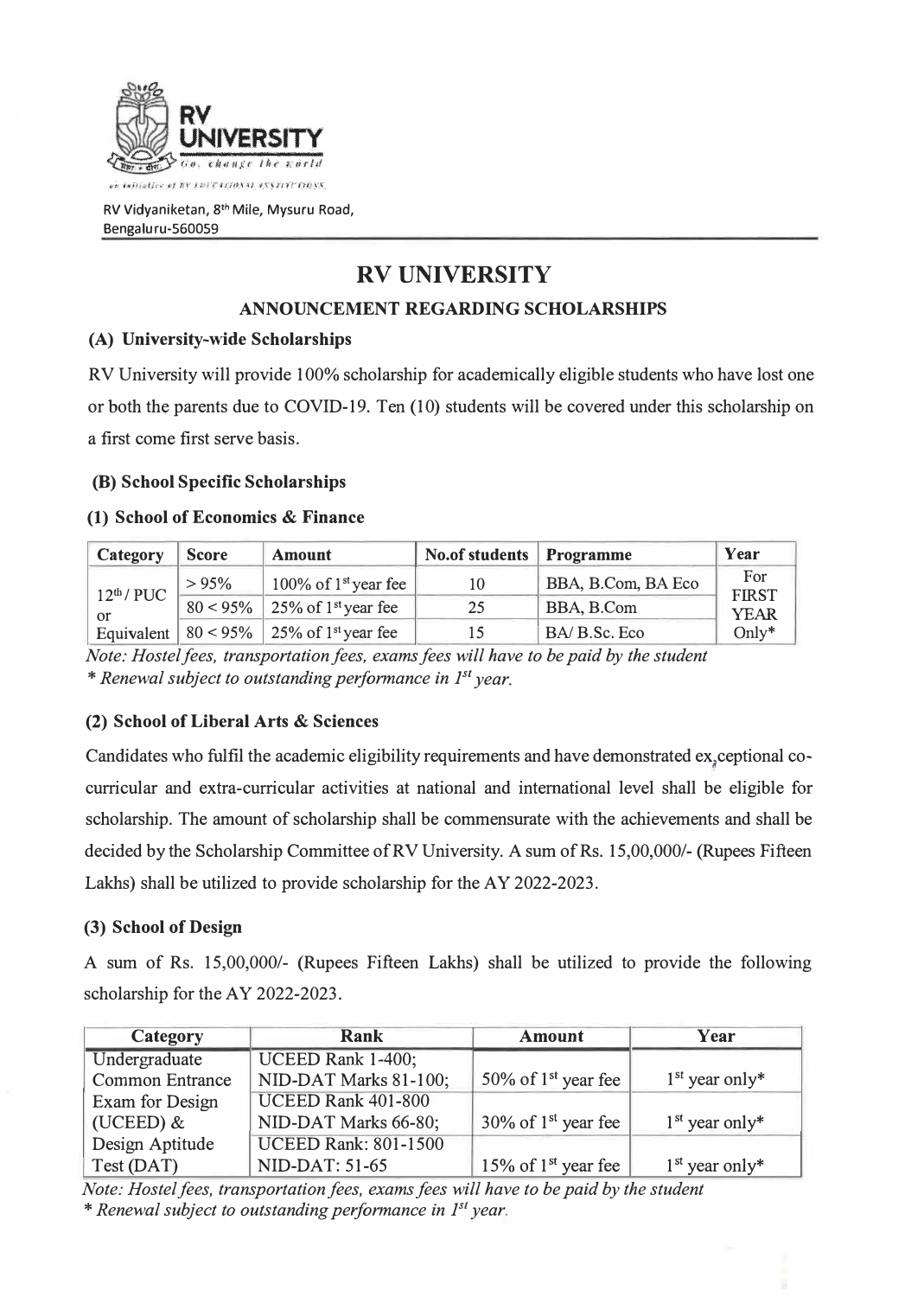RV UNIVERSITY

*Go, change the world*

RV Vidyaniketan, 8th Mile, Mysuru Road, Bengaluru-560059

# RV UNIVERSITY

## ANNOUNCEMENT REGARDING SCHOLARSHIPS

### (A) University-wide Scholarships

RV University will provide 100% scholarship for academically eligible students who have lost one or both the parents due to COVID-19. Ten (10) students will be covered under this scholarship on a first come first serve basis.

### (B) School Specific Scholarships

#### (1) School of Economics & Finance

| Category | Score | Amount | No.of students | Programme | Year |
|---|---|---|---|---|---|
| 12th / PUC or Equivalent | > 95% | 100% of 1st year fee | 10 | BBA, B.Com, BA Eco | For FIRST YEAR Only* |
| | 80 < 95% | 25% of 1st year fee | 25 | BBA, B.Com | |
| | 80 < 95% | 25% of 1st year fee | 15 | BA/ B.Sc. Eco | |

*Note: Hostel fees, transportation fees, exams fees will have to be paid by the student*

*\* Renewal subject to outstanding performance in 1st year.*

#### (2) School of Liberal Arts & Sciences

Candidates who fulfil the academic eligibility requirements and have demonstrated exceptional co-curricular and extra-curricular activities at national and international level shall be eligible for scholarship. The amount of scholarship shall be commensurate with the achievements and shall be decided by the Scholarship Committee of RV University. A sum of Rs. 15,00,000/- (Rupees Fifteen Lakhs) shall be utilized to provide scholarship for the AY 2022-2023.

#### (3) School of Design

A sum of Rs. 15,00,000/- (Rupees Fifteen Lakhs) shall be utilized to provide the following scholarship for the AY 2022-2023.

| Category | Rank | Amount | Year |
|---|---|---|---|
| Undergraduate Common Entrance Exam for Design (UCEED) & Design Aptitude Test (DAT) | UCEED Rank 1-400; NID-DAT Marks 81-100; | 50% of 1st year fee | 1st year only* |
| | UCEED Rank 401-800 NID-DAT Marks 66-80; | 30% of 1st year fee | 1st year only* |
| | UCEED Rank: 801-1500 NID-DAT: 51-65 | 15% of 1st year fee | 1st year only* |

*Note: Hostel fees, transportation fees, exams fees will have to be paid by the student*

*\* Renewal subject to outstanding performance in 1st year.*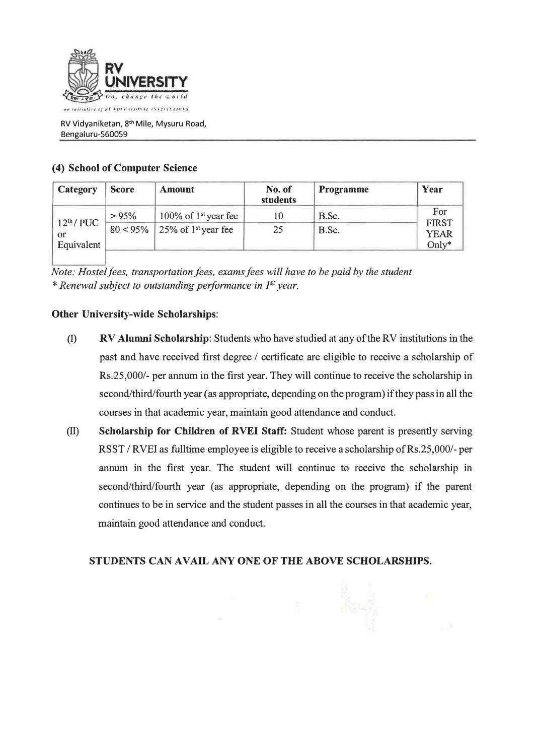RV Vidyaniketan, 8th Mile, Mysuru Road, Bengaluru-560059

### (4) School of Computer Science

| Category | Score | Amount | No. of students | Programme | Year |
|---|---|---|---|---|---|
| 12th / PUC or Equivalent | > 95% | 100% of 1st year fee | 10 | B.Sc. | For FIRST YEAR Only* |
| | 80 < 95% | 25% of 1st year fee | 25 | B.Sc. | |

*Note: Hostel fees, transportation fees, exams fees will have to be paid by the student*
*\* Renewal subject to outstanding performance in 1st year.*

**Other University-wide Scholarships**:

(I) **RV Alumni Scholarship**: Students who have studied at any of the RV institutions in the past and have received first degree / certificate are eligible to receive a scholarship of Rs.25,000/- per annum in the first year. They will continue to receive the scholarship in second/third/fourth year (as appropriate, depending on the program) if they pass in all the courses in that academic year, maintain good attendance and conduct.

(II) **Scholarship for Children of RVEI Staff:** Student whose parent is presently serving RSST / RVEI as fulltime employee is eligible to receive a scholarship of Rs.25,000/- per annum in the first year. The student will continue to receive the scholarship in second/third/fourth year (as appropriate, depending on the program) if the parent continues to be in service and the student passes in all the courses in that academic year, maintain good attendance and conduct.

**STUDENTS CAN AVAIL ANY ONE OF THE ABOVE SCHOLARSHIPS.**